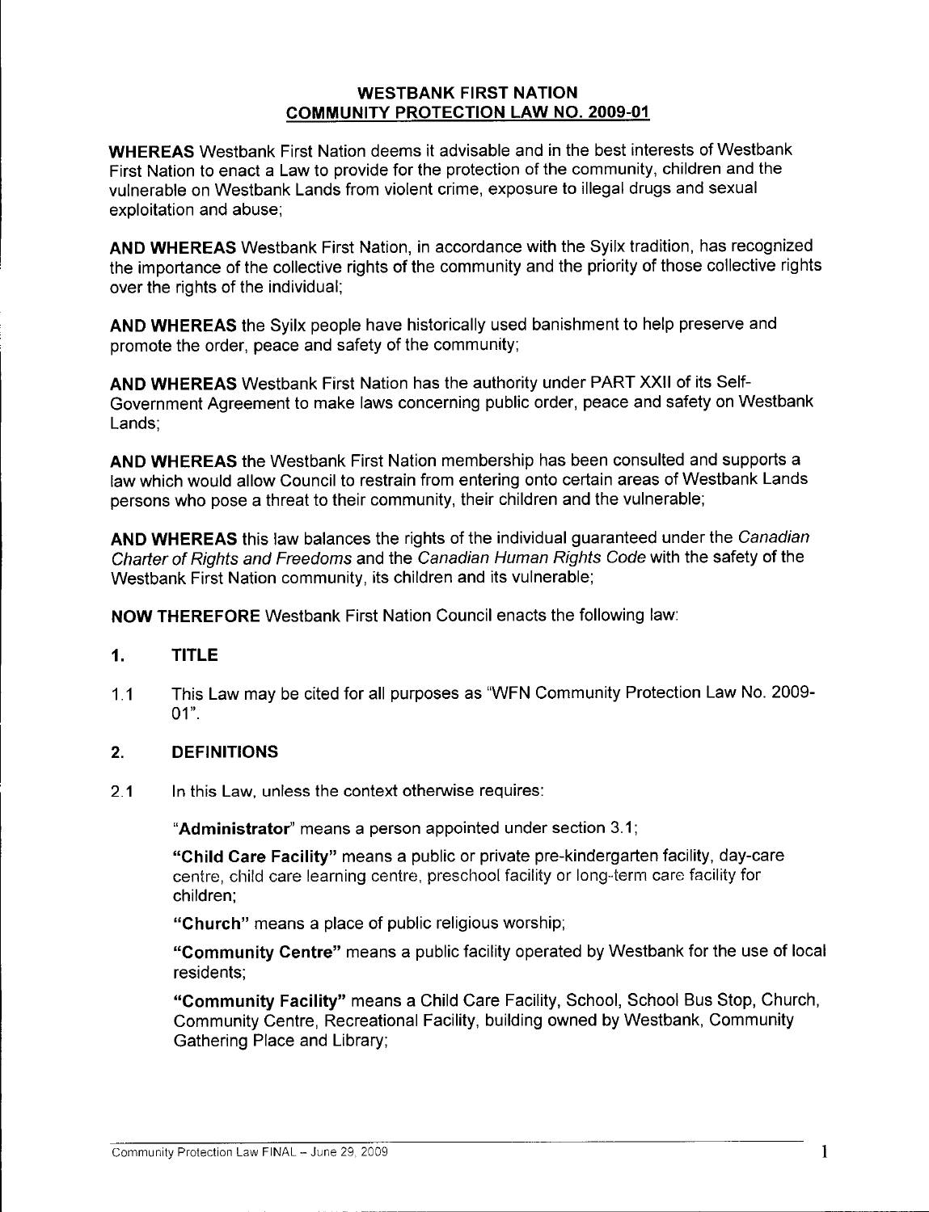# WESTBANK FIRST NATION
## COMMUNITY PROTECTION LAW NO. 2009-01

**WHEREAS** Westbank First Nation deems it advisable and in the best interests of Westbank First Nation to enact a Law to provide for the protection of the community, children and the vulnerable on Westbank Lands from violent crime, exposure to illegal drugs and sexual exploitation and abuse;

**AND WHEREAS** Westbank First Nation, in accordance with the Syilx tradition, has recognized the importance of the collective rights of the community and the priority of those collective rights over the rights of the individual;

**AND WHEREAS** the Syilx people have historically used banishment to help preserve and promote the order, peace and safety of the community;

**AND WHEREAS** Westbank First Nation has the authority under PART XXII of its Self-Government Agreement to make laws concerning public order, peace and safety on Westbank Lands;

**AND WHEREAS** the Westbank First Nation membership has been consulted and supports a law which would allow Council to restrain from entering onto certain areas of Westbank Lands persons who pose a threat to their community, their children and the vulnerable;

**AND WHEREAS** this law balances the rights of the individual guaranteed under the *Canadian Charter of Rights and Freedoms* and the *Canadian Human Rights Code* with the safety of the Westbank First Nation community, its children and its vulnerable;

**NOW THEREFORE** Westbank First Nation Council enacts the following law:

## 1. TITLE

1.1 This Law may be cited for all purposes as "WFN Community Protection Law No. 2009-01".

## 2. DEFINITIONS

2.1 In this Law, unless the context otherwise requires:

"**Administrator**" means a person appointed under section 3.1;

"**Child Care Facility**" means a public or private pre-kindergarten facility, day-care centre, child care learning centre, preschool facility or long-term care facility for children;

"**Church**" means a place of public religious worship;

"**Community Centre**" means a public facility operated by Westbank for the use of local residents;

"**Community Facility**" means a Child Care Facility, School, School Bus Stop, Church, Community Centre, Recreational Facility, building owned by Westbank, Community Gathering Place and Library;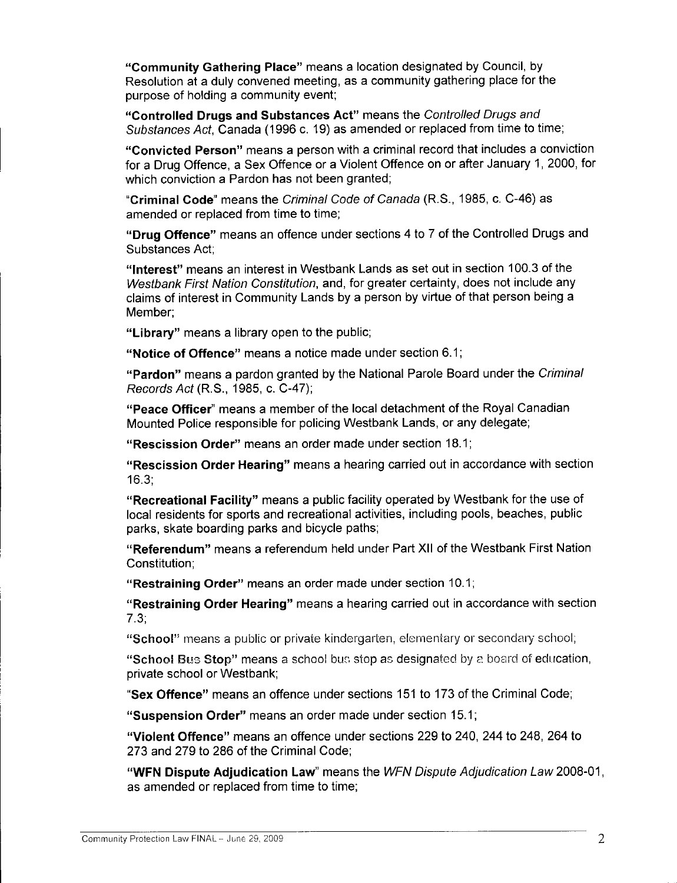**"Community Gathering Place"** means a location designated by Council, by Resolution at a duly convened meeting, as a community gathering place for the purpose of holding a community event;

**"Controlled Drugs and Substances Act"** means the *Controlled Drugs and Substances Act*, Canada (1996 c. 19) as amended or replaced from time to time;

**"Convicted Person"** means a person with a criminal record that includes a conviction for a Drug Offence, a Sex Offence or a Violent Offence on or after January 1, 2000, for which conviction a Pardon has not been granted;

"**Criminal Code**" means the *Criminal Code of Canada* (R.S., 1985, c. C-46) as amended or replaced from time to time;

**"Drug Offence"** means an offence under sections 4 to 7 of the Controlled Drugs and Substances Act;

**"Interest"** means an interest in Westbank Lands as set out in section 100.3 of the *Westbank First Nation Constitution*, and, for greater certainty, does not include any claims of interest in Community Lands by a person by virtue of that person being a Member;

**"Library"** means a library open to the public;

**"Notice of Offence"** means a notice made under section 6.1;

**"Pardon"** means a pardon granted by the National Parole Board under the *Criminal Records Act* (R.S., 1985, c. C-47);

**"Peace Officer**" means a member of the local detachment of the Royal Canadian Mounted Police responsible for policing Westbank Lands, or any delegate;

**"Rescission Order"** means an order made under section 18.1;

**"Rescission Order Hearing"** means a hearing carried out in accordance with section 16.3;

**"Recreational Facility"** means a public facility operated by Westbank for the use of local residents for sports and recreational activities, including pools, beaches, public parks, skate boarding parks and bicycle paths;

**"Referendum"** means a referendum held under Part XII of the Westbank First Nation Constitution;

**"Restraining Order"** means an order made under section 10.1;

**"Restraining Order Hearing"** means a hearing carried out in accordance with section 7.3;

**"School"** means a public or private kindergarten, elementary or secondary school;

**"School Bus Stop"** means a school bus stop as designated by a board of education, private school or Westbank;

"**Sex Offence"** means an offence under sections 151 to 173 of the Criminal Code;

**"Suspension Order"** means an order made under section 15.1;

**"Violent Offence"** means an offence under sections 229 to 240, 244 to 248, 264 to 273 and 279 to 286 of the Criminal Code;

**"WFN Dispute Adjudication Law**" means the *WFN Dispute Adjudication Law* 2008-01, as amended or replaced from time to time;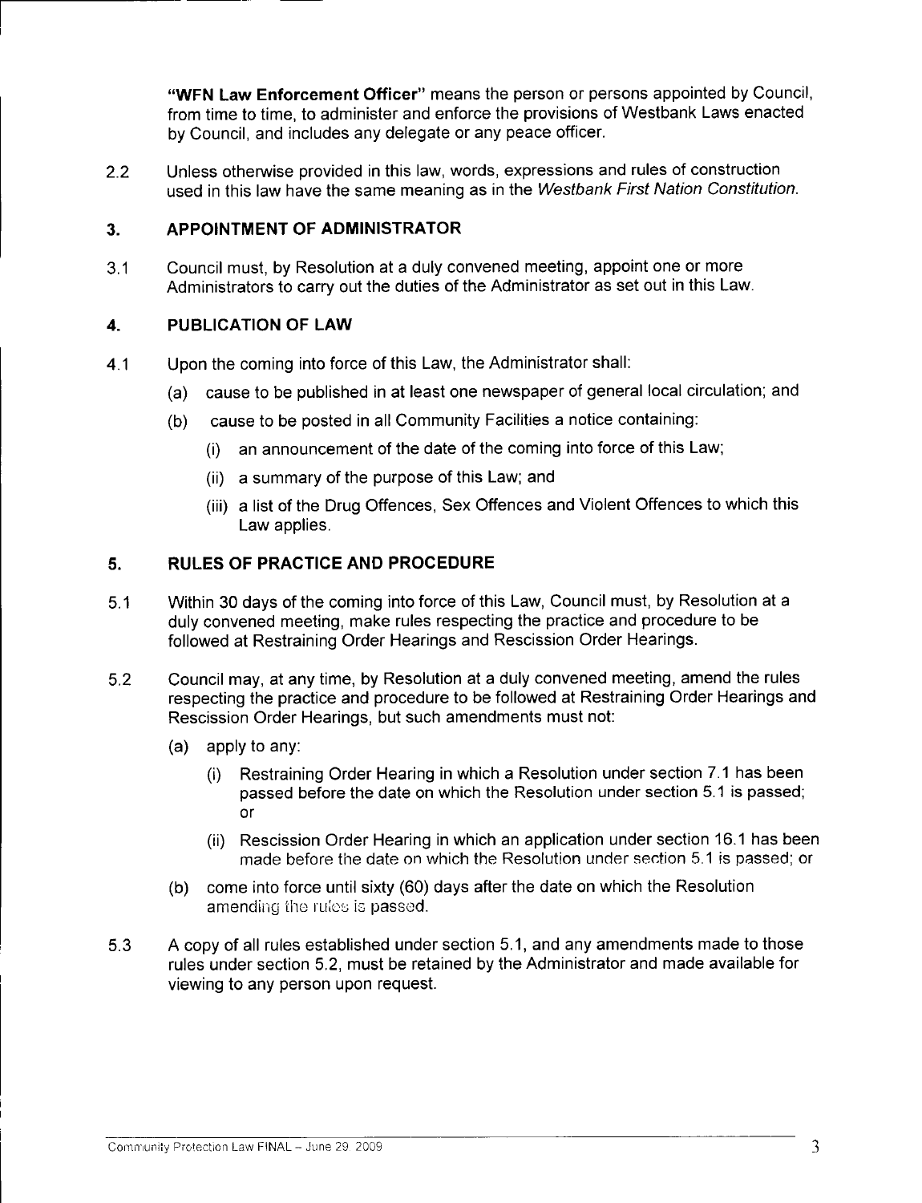**"WFN Law Enforcement Officer"** means the person or persons appointed by Council, from time to time, to administer and enforce the provisions of Westbank Laws enacted by Council, and includes any delegate or any peace officer.

2.2 Unless otherwise provided in this law, words, expressions and rules of construction used in this law have the same meaning as in the *Westbank First Nation Constitution*.

## 3. APPOINTMENT OF ADMINISTRATOR

3.1 Council must, by Resolution at a duly convened meeting, appoint one or more Administrators to carry out the duties of the Administrator as set out in this Law.

## 4. PUBLICATION OF LAW

4.1 Upon the coming into force of this Law, the Administrator shall:

(a) cause to be published in at least one newspaper of general local circulation; and

(b) cause to be posted in all Community Facilities a notice containing:

(i) an announcement of the date of the coming into force of this Law;

(ii) a summary of the purpose of this Law; and

(iii) a list of the Drug Offences, Sex Offences and Violent Offences to which this Law applies.

## 5. RULES OF PRACTICE AND PROCEDURE

5.1 Within 30 days of the coming into force of this Law, Council must, by Resolution at a duly convened meeting, make rules respecting the practice and procedure to be followed at Restraining Order Hearings and Rescission Order Hearings.

5.2 Council may, at any time, by Resolution at a duly convened meeting, amend the rules respecting the practice and procedure to be followed at Restraining Order Hearings and Rescission Order Hearings, but such amendments must not:

(a) apply to any:

(i) Restraining Order Hearing in which a Resolution under section 7.1 has been passed before the date on which the Resolution under section 5.1 is passed; or

(ii) Rescission Order Hearing in which an application under section 16.1 has been made before the date on which the Resolution under section 5.1 is passed; or

(b) come into force until sixty (60) days after the date on which the Resolution amending the rules is passed.

5.3 A copy of all rules established under section 5.1, and any amendments made to those rules under section 5.2, must be retained by the Administrator and made available for viewing to any person upon request.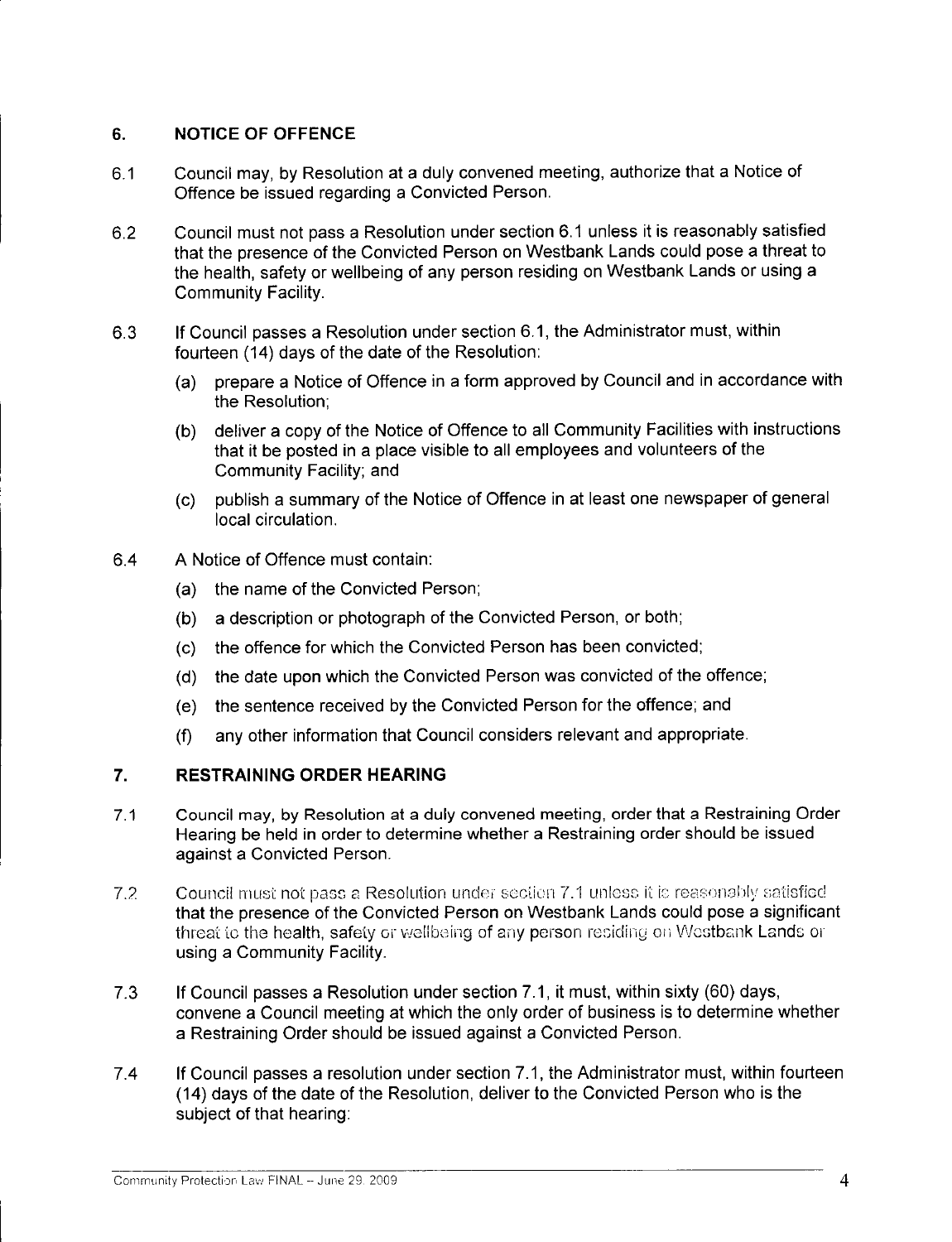## 6. NOTICE OF OFFENCE

6.1 Council may, by Resolution at a duly convened meeting, authorize that a Notice of Offence be issued regarding a Convicted Person.

6.2 Council must not pass a Resolution under section 6.1 unless it is reasonably satisfied that the presence of the Convicted Person on Westbank Lands could pose a threat to the health, safety or wellbeing of any person residing on Westbank Lands or using a Community Facility.

6.3 If Council passes a Resolution under section 6.1, the Administrator must, within fourteen (14) days of the date of the Resolution:

(a) prepare a Notice of Offence in a form approved by Council and in accordance with the Resolution;

(b) deliver a copy of the Notice of Offence to all Community Facilities with instructions that it be posted in a place visible to all employees and volunteers of the Community Facility; and

(c) publish a summary of the Notice of Offence in at least one newspaper of general local circulation.

6.4 A Notice of Offence must contain:

(a) the name of the Convicted Person;

(b) a description or photograph of the Convicted Person, or both;

(c) the offence for which the Convicted Person has been convicted;

(d) the date upon which the Convicted Person was convicted of the offence;

(e) the sentence received by the Convicted Person for the offence; and

(f) any other information that Council considers relevant and appropriate.

## 7. RESTRAINING ORDER HEARING

7.1 Council may, by Resolution at a duly convened meeting, order that a Restraining Order Hearing be held in order to determine whether a Restraining order should be issued against a Convicted Person.

7.2 Council must not pass a Resolution under section 7.1 unless it is reasonably satisfied that the presence of the Convicted Person on Westbank Lands could pose a significant threat to the health, safety or wellbeing of any person residing on Westbank Lands or using a Community Facility.

7.3 If Council passes a Resolution under section 7.1, it must, within sixty (60) days, convene a Council meeting at which the only order of business is to determine whether a Restraining Order should be issued against a Convicted Person.

7.4 If Council passes a resolution under section 7.1, the Administrator must, within fourteen (14) days of the date of the Resolution, deliver to the Convicted Person who is the subject of that hearing: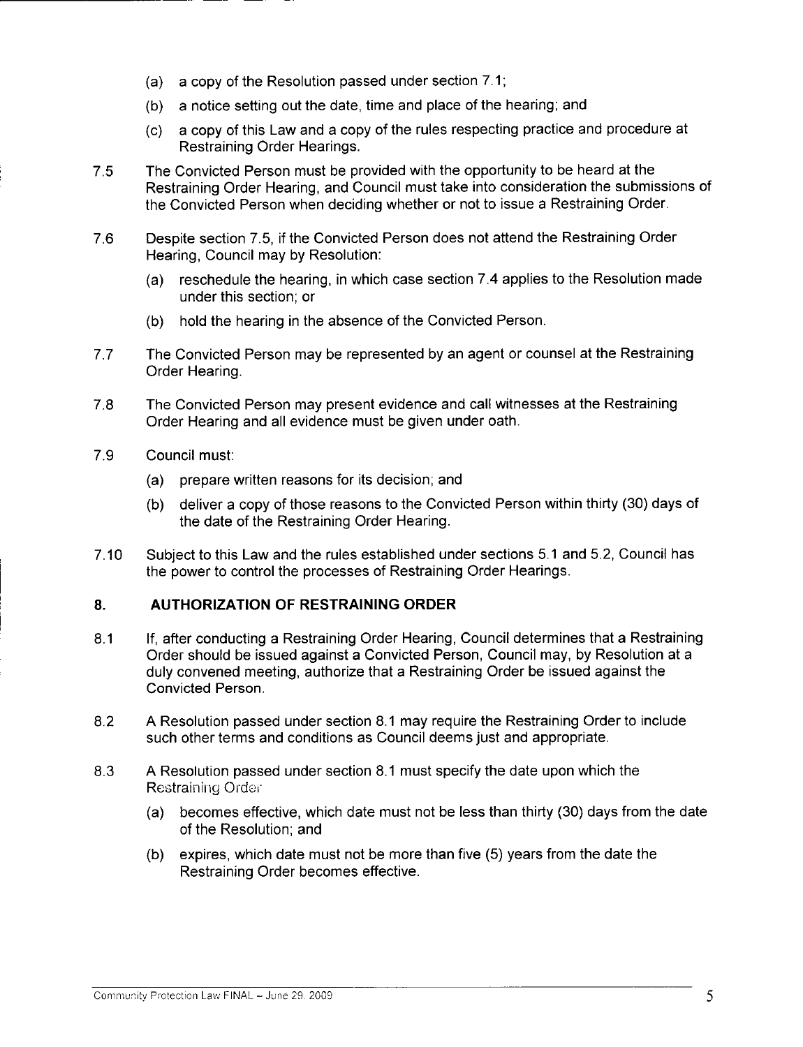(a) a copy of the Resolution passed under section 7.1;

(b) a notice setting out the date, time and place of the hearing; and

(c) a copy of this Law and a copy of the rules respecting practice and procedure at Restraining Order Hearings.

7.5 The Convicted Person must be provided with the opportunity to be heard at the Restraining Order Hearing, and Council must take into consideration the submissions of the Convicted Person when deciding whether or not to issue a Restraining Order.

7.6 Despite section 7.5, if the Convicted Person does not attend the Restraining Order Hearing, Council may by Resolution:

(a) reschedule the hearing, in which case section 7.4 applies to the Resolution made under this section; or

(b) hold the hearing in the absence of the Convicted Person.

7.7 The Convicted Person may be represented by an agent or counsel at the Restraining Order Hearing.

7.8 The Convicted Person may present evidence and call witnesses at the Restraining Order Hearing and all evidence must be given under oath.

7.9 Council must:

(a) prepare written reasons for its decision; and

(b) deliver a copy of those reasons to the Convicted Person within thirty (30) days of the date of the Restraining Order Hearing.

7.10 Subject to this Law and the rules established under sections 5.1 and 5.2, Council has the power to control the processes of Restraining Order Hearings.

## 8. AUTHORIZATION OF RESTRAINING ORDER

8.1 If, after conducting a Restraining Order Hearing, Council determines that a Restraining Order should be issued against a Convicted Person, Council may, by Resolution at a duly convened meeting, authorize that a Restraining Order be issued against the Convicted Person.

8.2 A Resolution passed under section 8.1 may require the Restraining Order to include such other terms and conditions as Council deems just and appropriate.

8.3 A Resolution passed under section 8.1 must specify the date upon which the Restraining Order

(a) becomes effective, which date must not be less than thirty (30) days from the date of the Resolution; and

(b) expires, which date must not be more than five (5) years from the date the Restraining Order becomes effective.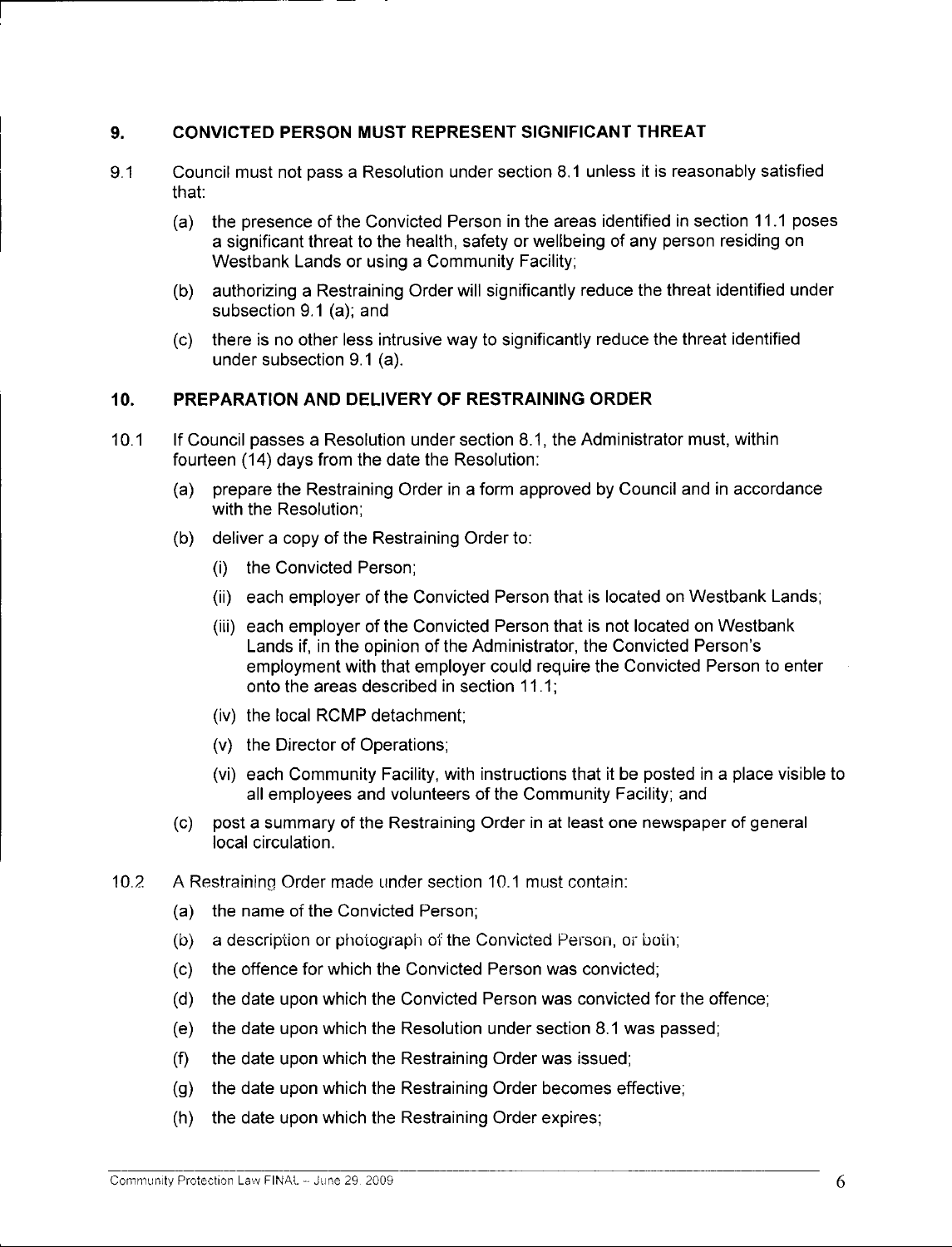## 9. CONVICTED PERSON MUST REPRESENT SIGNIFICANT THREAT

9.1 Council must not pass a Resolution under section 8.1 unless it is reasonably satisfied that:

(a) the presence of the Convicted Person in the areas identified in section 11.1 poses a significant threat to the health, safety or wellbeing of any person residing on Westbank Lands or using a Community Facility;

(b) authorizing a Restraining Order will significantly reduce the threat identified under subsection 9.1 (a); and

(c) there is no other less intrusive way to significantly reduce the threat identified under subsection 9.1 (a).

## 10. PREPARATION AND DELIVERY OF RESTRAINING ORDER

10.1 If Council passes a Resolution under section 8.1, the Administrator must, within fourteen (14) days from the date the Resolution:

(a) prepare the Restraining Order in a form approved by Council and in accordance with the Resolution;

(b) deliver a copy of the Restraining Order to:

(i) the Convicted Person;

(ii) each employer of the Convicted Person that is located on Westbank Lands;

(iii) each employer of the Convicted Person that is not located on Westbank Lands if, in the opinion of the Administrator, the Convicted Person's employment with that employer could require the Convicted Person to enter onto the areas described in section 11.1;

(iv) the local RCMP detachment;

(v) the Director of Operations;

(vi) each Community Facility, with instructions that it be posted in a place visible to all employees and volunteers of the Community Facility; and

(c) post a summary of the Restraining Order in at least one newspaper of general local circulation.

10.2 A Restraining Order made under section 10.1 must contain:

(a) the name of the Convicted Person;

(b) a description or photograph of the Convicted Person, or both;

(c) the offence for which the Convicted Person was convicted;

(d) the date upon which the Convicted Person was convicted for the offence;

(e) the date upon which the Resolution under section 8.1 was passed;

(f) the date upon which the Restraining Order was issued;

(g) the date upon which the Restraining Order becomes effective;

(h) the date upon which the Restraining Order expires;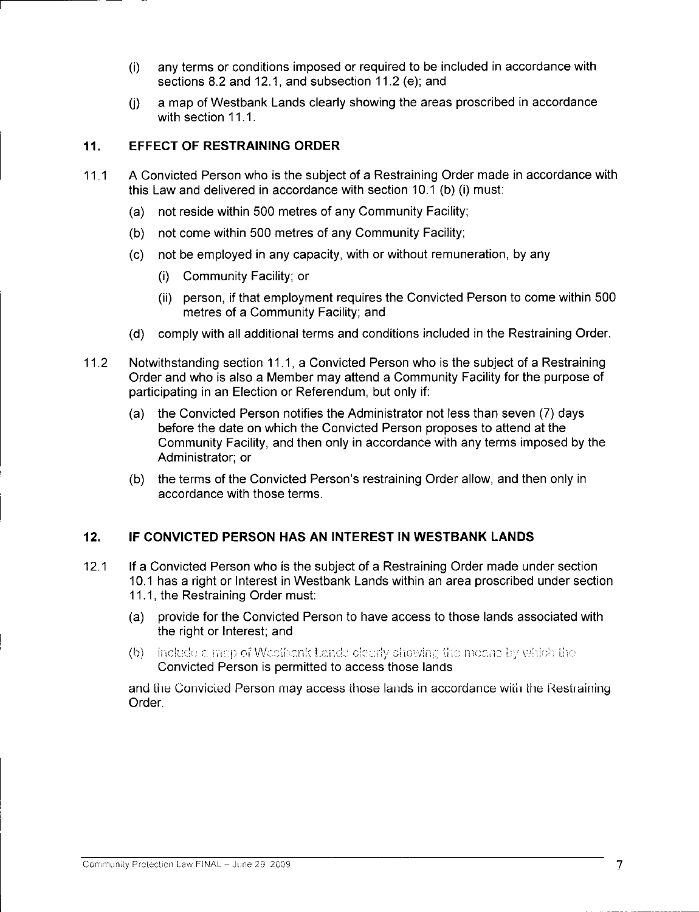(i) any terms or conditions imposed or required to be included in accordance with sections 8.2 and 12.1, and subsection 11.2 (e); and

(j) a map of Westbank Lands clearly showing the areas proscribed in accordance with section 11.1.

## 11. EFFECT OF RESTRAINING ORDER

11.1 A Convicted Person who is the subject of a Restraining Order made in accordance with this Law and delivered in accordance with section 10.1 (b) (i) must:

(a) not reside within 500 metres of any Community Facility;

(b) not come within 500 metres of any Community Facility;

(c) not be employed in any capacity, with or without remuneration, by any

(i) Community Facility; or

(ii) person, if that employment requires the Convicted Person to come within 500 metres of a Community Facility; and

(d) comply with all additional terms and conditions included in the Restraining Order.

11.2 Notwithstanding section 11.1, a Convicted Person who is the subject of a Restraining Order and who is also a Member may attend a Community Facility for the purpose of participating in an Election or Referendum, but only if:

(a) the Convicted Person notifies the Administrator not less than seven (7) days before the date on which the Convicted Person proposes to attend at the Community Facility, and then only in accordance with any terms imposed by the Administrator; or

(b) the terms of the Convicted Person's restraining Order allow, and then only in accordance with those terms.

## 12. IF CONVICTED PERSON HAS AN INTEREST IN WESTBANK LANDS

12.1 If a Convicted Person who is the subject of a Restraining Order made under section 10.1 has a right or Interest in Westbank Lands within an area proscribed under section 11.1, the Restraining Order must:

(a) provide for the Convicted Person to have access to those lands associated with the right or Interest; and

(b) include a map of Westbank Lands clearly showing the means by which the Convicted Person is permitted to access those lands

and the Convicted Person may access those lands in accordance with the Restraining Order.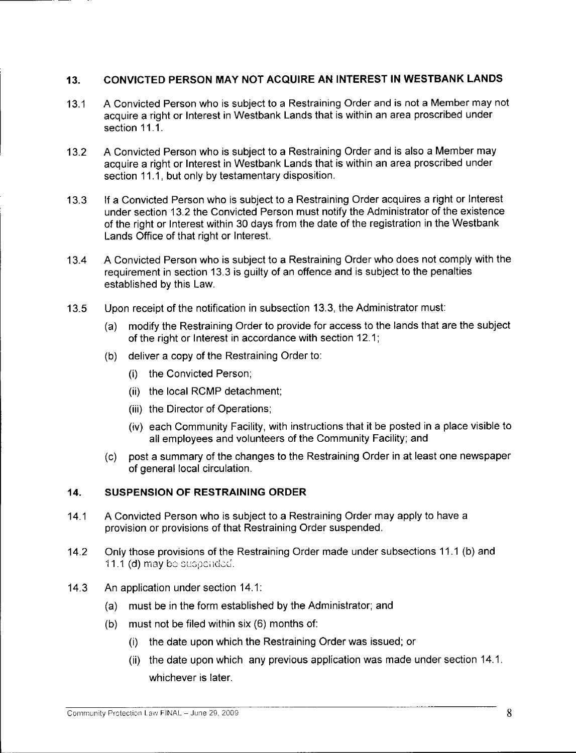## 13. CONVICTED PERSON MAY NOT ACQUIRE AN INTEREST IN WESTBANK LANDS

13.1 A Convicted Person who is subject to a Restraining Order and is not a Member may not acquire a right or Interest in Westbank Lands that is within an area proscribed under section 11.1.

13.2 A Convicted Person who is subject to a Restraining Order and is also a Member may acquire a right or Interest in Westbank Lands that is within an area proscribed under section 11.1, but only by testamentary disposition.

13.3 If a Convicted Person who is subject to a Restraining Order acquires a right or Interest under section 13.2 the Convicted Person must notify the Administrator of the existence of the right or Interest within 30 days from the date of the registration in the Westbank Lands Office of that right or Interest.

13.4 A Convicted Person who is subject to a Restraining Order who does not comply with the requirement in section 13.3 is guilty of an offence and is subject to the penalties established by this Law.

13.5 Upon receipt of the notification in subsection 13.3, the Administrator must:

(a) modify the Restraining Order to provide for access to the lands that are the subject of the right or Interest in accordance with section 12.1;

(b) deliver a copy of the Restraining Order to:

(i) the Convicted Person;

(ii) the local RCMP detachment;

(iii) the Director of Operations;

(iv) each Community Facility, with instructions that it be posted in a place visible to all employees and volunteers of the Community Facility; and

(c) post a summary of the changes to the Restraining Order in at least one newspaper of general local circulation.

## 14. SUSPENSION OF RESTRAINING ORDER

14.1 A Convicted Person who is subject to a Restraining Order may apply to have a provision or provisions of that Restraining Order suspended.

14.2 Only those provisions of the Restraining Order made under subsections 11.1 (b) and 11.1 (d) may be suspended.

14.3 An application under section 14.1:

(a) must be in the form established by the Administrator; and

(b) must not be filed within six (6) months of:

(i) the date upon which the Restraining Order was issued; or

(ii) the date upon which any previous application was made under section 14.1.

whichever is later.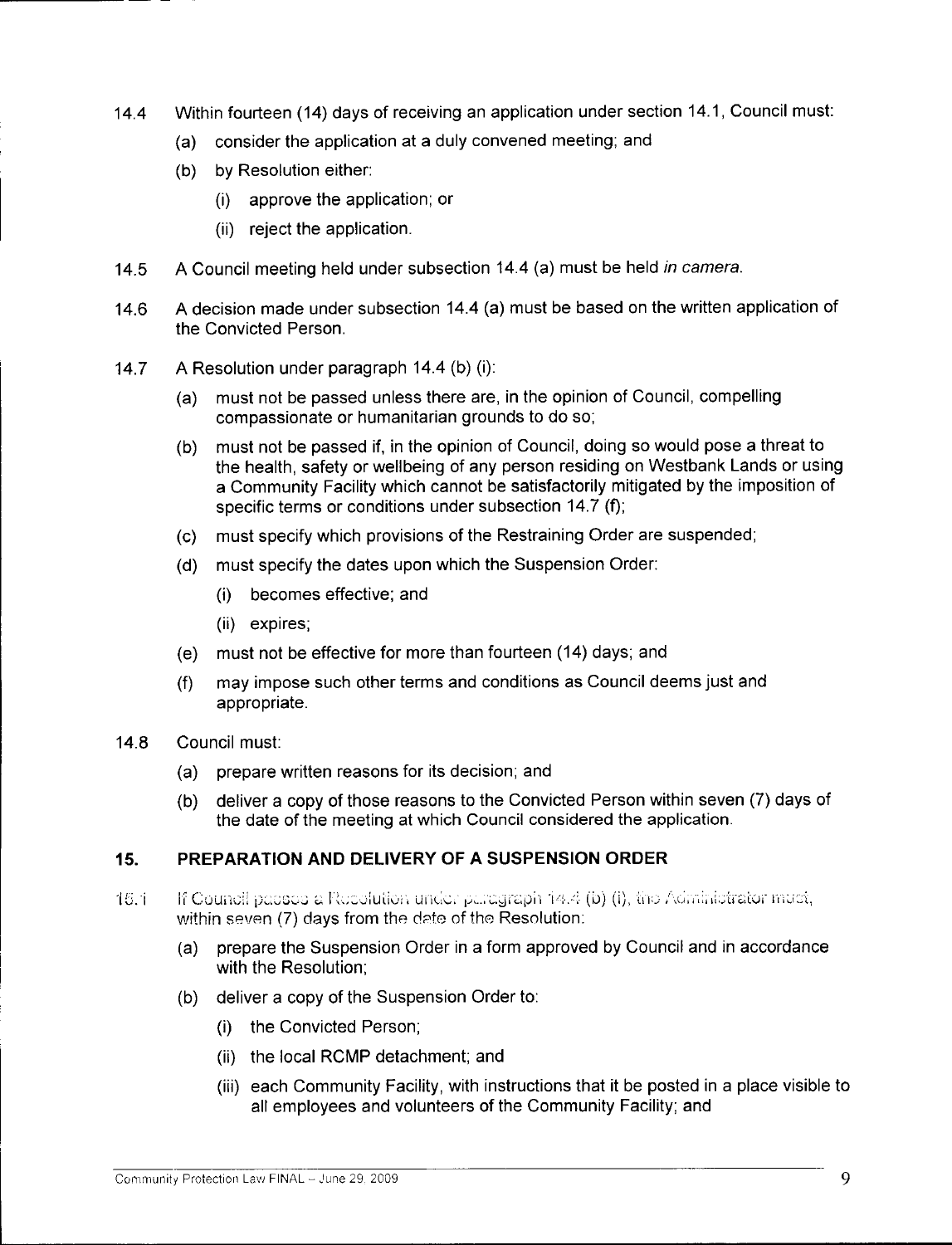14.4 Within fourteen (14) days of receiving an application under section 14.1, Council must:

(a) consider the application at a duly convened meeting; and

(b) by Resolution either:

(i) approve the application; or

(ii) reject the application.

14.5 A Council meeting held under subsection 14.4 (a) must be held *in camera*.

14.6 A decision made under subsection 14.4 (a) must be based on the written application of the Convicted Person.

14.7 A Resolution under paragraph 14.4 (b) (i):

(a) must not be passed unless there are, in the opinion of Council, compelling compassionate or humanitarian grounds to do so;

(b) must not be passed if, in the opinion of Council, doing so would pose a threat to the health, safety or wellbeing of any person residing on Westbank Lands or using a Community Facility which cannot be satisfactorily mitigated by the imposition of specific terms or conditions under subsection 14.7 (f);

(c) must specify which provisions of the Restraining Order are suspended;

(d) must specify the dates upon which the Suspension Order:

(i) becomes effective; and

(ii) expires;

(e) must not be effective for more than fourteen (14) days; and

(f) may impose such other terms and conditions as Council deems just and appropriate.

14.8 Council must:

(a) prepare written reasons for its decision; and

(b) deliver a copy of those reasons to the Convicted Person within seven (7) days of the date of the meeting at which Council considered the application.

## 15. PREPARATION AND DELIVERY OF A SUSPENSION ORDER

15.1 If Council passes a Resolution under paragraph 14.4 (b) (i), the Administrator must, within seven (7) days from the date of the Resolution:

(a) prepare the Suspension Order in a form approved by Council and in accordance with the Resolution;

(b) deliver a copy of the Suspension Order to:

(i) the Convicted Person;

(ii) the local RCMP detachment; and

(iii) each Community Facility, with instructions that it be posted in a place visible to all employees and volunteers of the Community Facility; and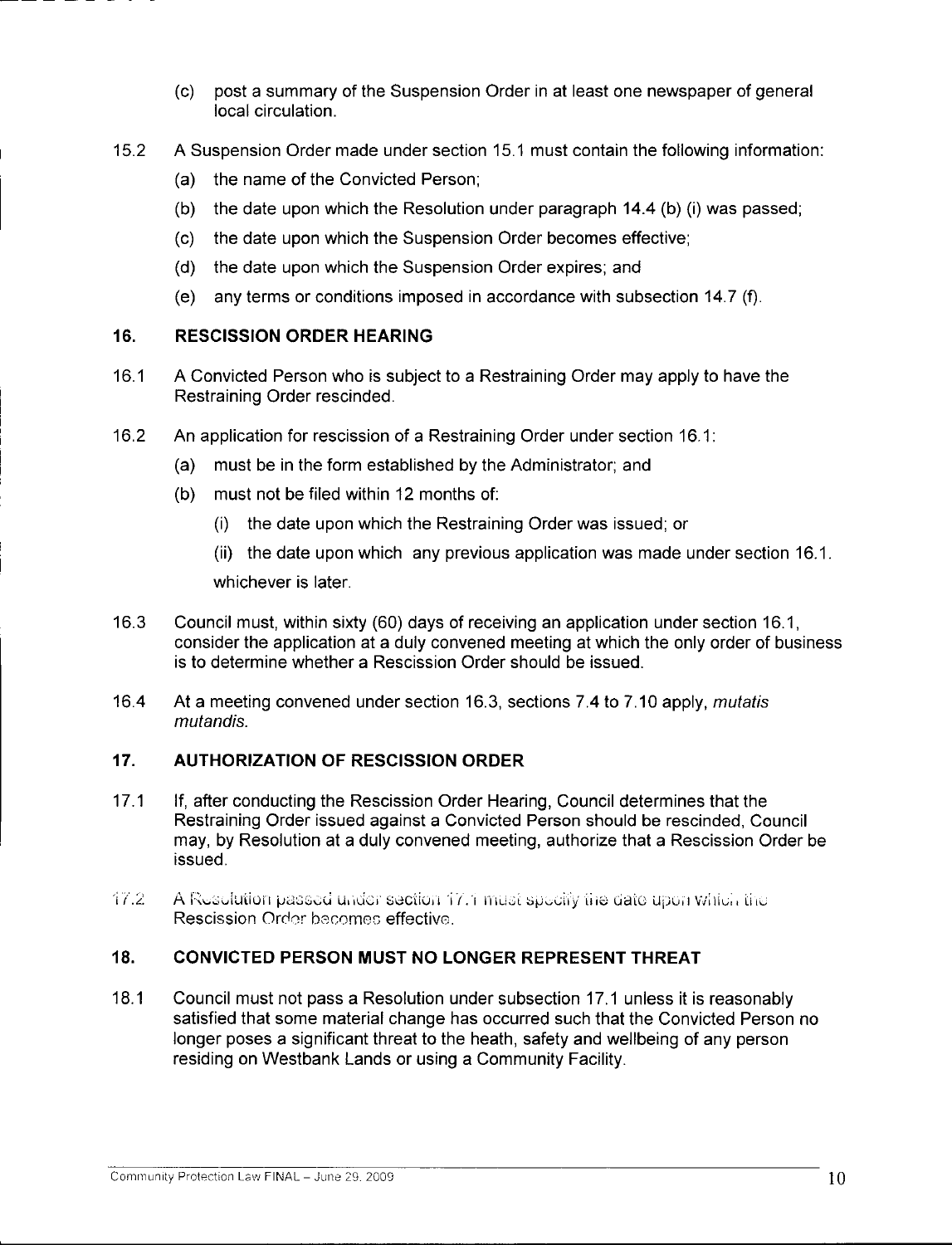(c) post a summary of the Suspension Order in at least one newspaper of general local circulation.

15.2 A Suspension Order made under section 15.1 must contain the following information:

(a) the name of the Convicted Person;

(b) the date upon which the Resolution under paragraph 14.4 (b) (i) was passed;

(c) the date upon which the Suspension Order becomes effective;

(d) the date upon which the Suspension Order expires; and

(e) any terms or conditions imposed in accordance with subsection 14.7 (f).

## 16. RESCISSION ORDER HEARING

16.1 A Convicted Person who is subject to a Restraining Order may apply to have the Restraining Order rescinded.

16.2 An application for rescission of a Restraining Order under section 16.1:

(a) must be in the form established by the Administrator; and

(b) must not be filed within 12 months of:

(i) the date upon which the Restraining Order was issued; or

(ii) the date upon which any previous application was made under section 16.1.

whichever is later.

16.3 Council must, within sixty (60) days of receiving an application under section 16.1, consider the application at a duly convened meeting at which the only order of business is to determine whether a Rescission Order should be issued.

16.4 At a meeting convened under section 16.3, sections 7.4 to 7.10 apply, *mutatis mutandis*.

## 17. AUTHORIZATION OF RESCISSION ORDER

17.1 If, after conducting the Rescission Order Hearing, Council determines that the Restraining Order issued against a Convicted Person should be rescinded, Council may, by Resolution at a duly convened meeting, authorize that a Rescission Order be issued.

17.2 A Resolution passed under section 17.1 must specify the date upon which the Rescission Order becomes effective.

## 18. CONVICTED PERSON MUST NO LONGER REPRESENT THREAT

18.1 Council must not pass a Resolution under subsection 17.1 unless it is reasonably satisfied that some material change has occurred such that the Convicted Person no longer poses a significant threat to the heath, safety and wellbeing of any person residing on Westbank Lands or using a Community Facility.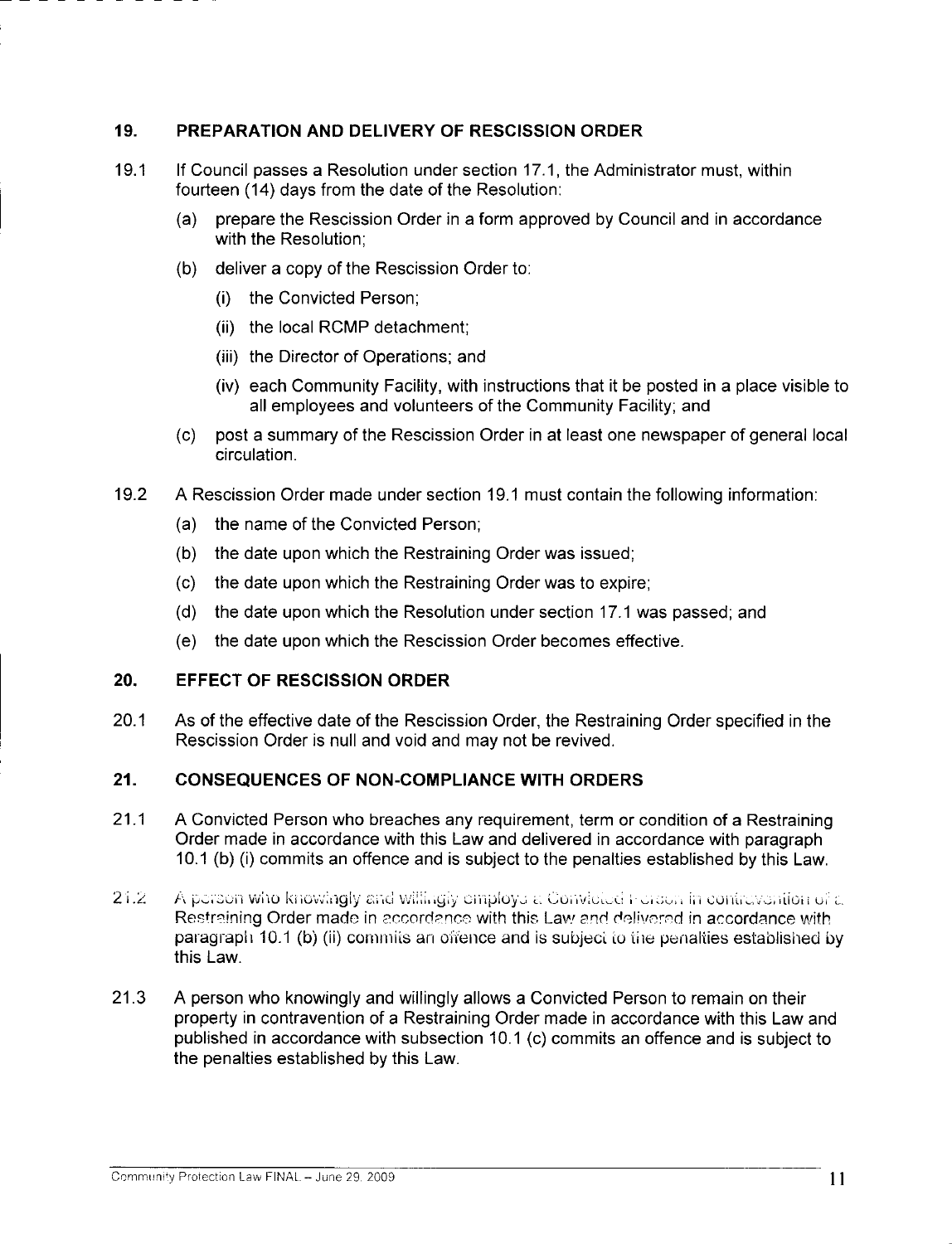## 19. PREPARATION AND DELIVERY OF RESCISSION ORDER

19.1 If Council passes a Resolution under section 17.1, the Administrator must, within fourteen (14) days from the date of the Resolution:

(a) prepare the Rescission Order in a form approved by Council and in accordance with the Resolution;

(b) deliver a copy of the Rescission Order to:

(i) the Convicted Person;

(ii) the local RCMP detachment;

(iii) the Director of Operations; and

(iv) each Community Facility, with instructions that it be posted in a place visible to all employees and volunteers of the Community Facility; and

(c) post a summary of the Rescission Order in at least one newspaper of general local circulation.

19.2 A Rescission Order made under section 19.1 must contain the following information:

(a) the name of the Convicted Person;

(b) the date upon which the Restraining Order was issued;

(c) the date upon which the Restraining Order was to expire;

(d) the date upon which the Resolution under section 17.1 was passed; and

(e) the date upon which the Rescission Order becomes effective.

## 20. EFFECT OF RESCISSION ORDER

20.1 As of the effective date of the Rescission Order, the Restraining Order specified in the Rescission Order is null and void and may not be revived.

## 21. CONSEQUENCES OF NON-COMPLIANCE WITH ORDERS

21.1 A Convicted Person who breaches any requirement, term or condition of a Restraining Order made in accordance with this Law and delivered in accordance with paragraph 10.1 (b) (i) commits an offence and is subject to the penalties established by this Law.

21.2 A person who knowingly and willingly employs a Convicted Person in contravention of a Restraining Order made in accordance with this Law and delivered in accordance with paragraph 10.1 (b) (ii) commits an offence and is subject to the penalties established by this Law.

21.3 A person who knowingly and willingly allows a Convicted Person to remain on their property in contravention of a Restraining Order made in accordance with this Law and published in accordance with subsection 10.1 (c) commits an offence and is subject to the penalties established by this Law.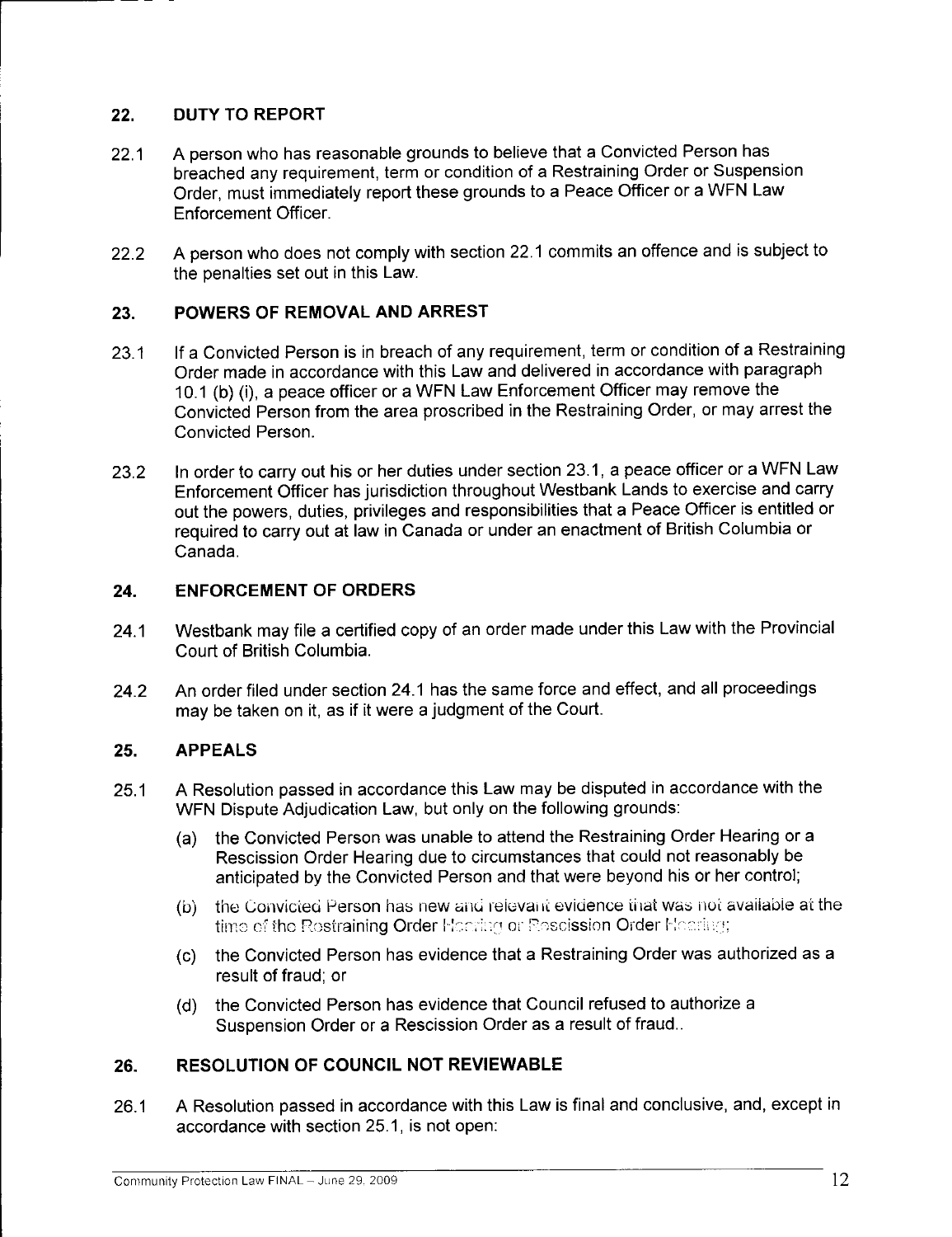## 22. DUTY TO REPORT

22.1 A person who has reasonable grounds to believe that a Convicted Person has breached any requirement, term or condition of a Restraining Order or Suspension Order, must immediately report these grounds to a Peace Officer or a WFN Law Enforcement Officer.

22.2 A person who does not comply with section 22.1 commits an offence and is subject to the penalties set out in this Law.

## 23. POWERS OF REMOVAL AND ARREST

23.1 If a Convicted Person is in breach of any requirement, term or condition of a Restraining Order made in accordance with this Law and delivered in accordance with paragraph 10.1 (b) (i), a peace officer or a WFN Law Enforcement Officer may remove the Convicted Person from the area proscribed in the Restraining Order, or may arrest the Convicted Person.

23.2 In order to carry out his or her duties under section 23.1, a peace officer or a WFN Law Enforcement Officer has jurisdiction throughout Westbank Lands to exercise and carry out the powers, duties, privileges and responsibilities that a Peace Officer is entitled or required to carry out at law in Canada or under an enactment of British Columbia or Canada.

## 24. ENFORCEMENT OF ORDERS

24.1 Westbank may file a certified copy of an order made under this Law with the Provincial Court of British Columbia.

24.2 An order filed under section 24.1 has the same force and effect, and all proceedings may be taken on it, as if it were a judgment of the Court.

## 25. APPEALS

25.1 A Resolution passed in accordance this Law may be disputed in accordance with the WFN Dispute Adjudication Law, but only on the following grounds:

(a) the Convicted Person was unable to attend the Restraining Order Hearing or a Rescission Order Hearing due to circumstances that could not reasonably be anticipated by the Convicted Person and that were beyond his or her control;

(b) the Convicted Person has new and relevant evidence that was not available at the time of the Restraining Order Hearing or Rescission Order Hearing;

(c) the Convicted Person has evidence that a Restraining Order was authorized as a result of fraud; or

(d) the Convicted Person has evidence that Council refused to authorize a Suspension Order or a Rescission Order as a result of fraud..

## 26. RESOLUTION OF COUNCIL NOT REVIEWABLE

26.1 A Resolution passed in accordance with this Law is final and conclusive, and, except in accordance with section 25.1, is not open: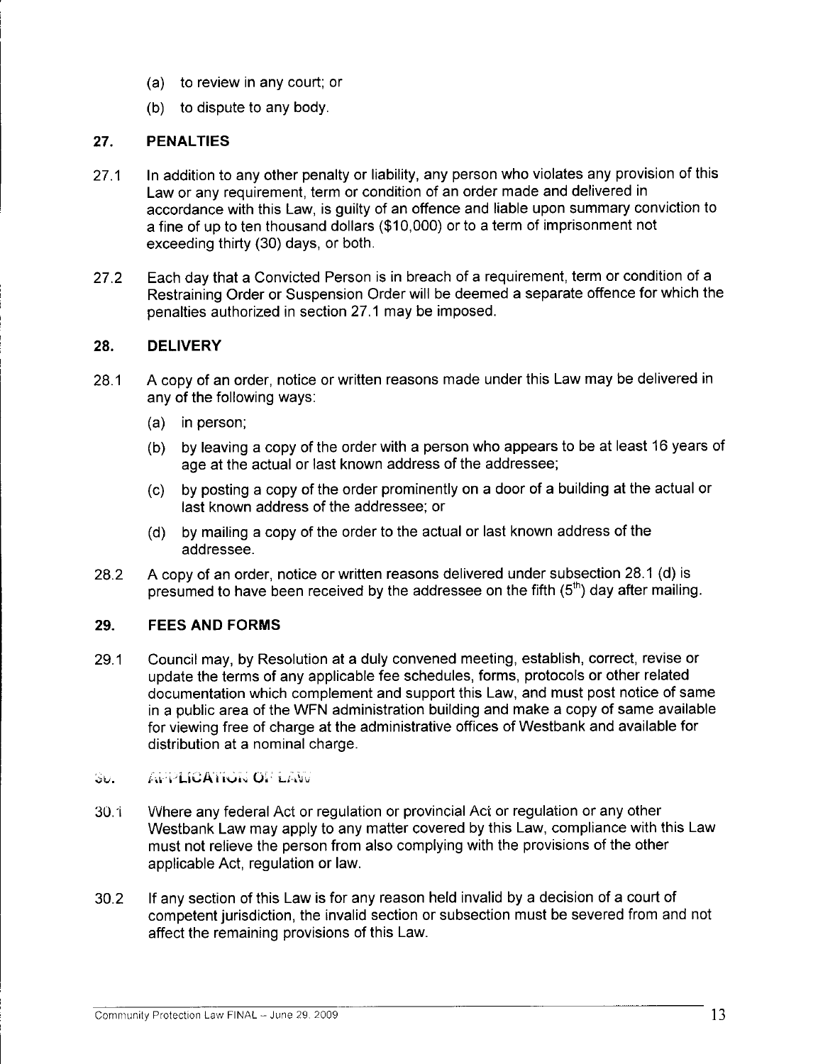(a) to review in any court; or

(b) to dispute to any body.

## 27. PENALTIES

27.1 In addition to any other penalty or liability, any person who violates any provision of this Law or any requirement, term or condition of an order made and delivered in accordance with this Law, is guilty of an offence and liable upon summary conviction to a fine of up to ten thousand dollars ($10,000) or to a term of imprisonment not exceeding thirty (30) days, or both.

27.2 Each day that a Convicted Person is in breach of a requirement, term or condition of a Restraining Order or Suspension Order will be deemed a separate offence for which the penalties authorized in section 27.1 may be imposed.

## 28. DELIVERY

28.1 A copy of an order, notice or written reasons made under this Law may be delivered in any of the following ways:

(a) in person;

(b) by leaving a copy of the order with a person who appears to be at least 16 years of age at the actual or last known address of the addressee;

(c) by posting a copy of the order prominently on a door of a building at the actual or last known address of the addressee; or

(d) by mailing a copy of the order to the actual or last known address of the addressee.

28.2 A copy of an order, notice or written reasons delivered under subsection 28.1 (d) is presumed to have been received by the addressee on the fifth (5th) day after mailing.

## 29. FEES AND FORMS

29.1 Council may, by Resolution at a duly convened meeting, establish, correct, revise or update the terms of any applicable fee schedules, forms, protocols or other related documentation which complement and support this Law, and must post notice of same in a public area of the WFN administration building and make a copy of same available for viewing free of charge at the administrative offices of Westbank and available for distribution at a nominal charge.

## 30. APPLICATION OF LAW

30.1 Where any federal Act or regulation or provincial Act or regulation or any other Westbank Law may apply to any matter covered by this Law, compliance with this Law must not relieve the person from also complying with the provisions of the other applicable Act, regulation or law.

30.2 If any section of this Law is for any reason held invalid by a decision of a court of competent jurisdiction, the invalid section or subsection must be severed from and not affect the remaining provisions of this Law.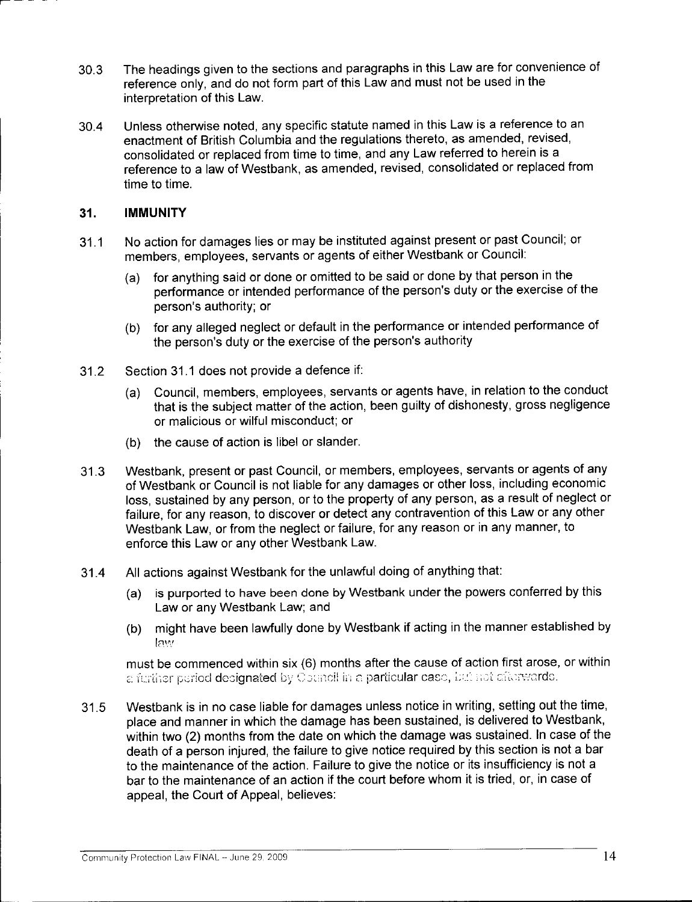30.3 The headings given to the sections and paragraphs in this Law are for convenience of reference only, and do not form part of this Law and must not be used in the interpretation of this Law.

30.4 Unless otherwise noted, any specific statute named in this Law is a reference to an enactment of British Columbia and the regulations thereto, as amended, revised, consolidated or replaced from time to time, and any Law referred to herein is a reference to a law of Westbank, as amended, revised, consolidated or replaced from time to time.

## 31. IMMUNITY

31.1 No action for damages lies or may be instituted against present or past Council; or members, employees, servants or agents of either Westbank or Council:

(a) for anything said or done or omitted to be said or done by that person in the performance or intended performance of the person's duty or the exercise of the person's authority; or

(b) for any alleged neglect or default in the performance or intended performance of the person's duty or the exercise of the person's authority

31.2 Section 31.1 does not provide a defence if:

(a) Council, members, employees, servants or agents have, in relation to the conduct that is the subject matter of the action, been guilty of dishonesty, gross negligence or malicious or wilful misconduct; or

(b) the cause of action is libel or slander.

31.3 Westbank, present or past Council, or members, employees, servants or agents of any of Westbank or Council is not liable for any damages or other loss, including economic loss, sustained by any person, or to the property of any person, as a result of neglect or failure, for any reason, to discover or detect any contravention of this Law or any other Westbank Law, or from the neglect or failure, for any reason or in any manner, to enforce this Law or any other Westbank Law.

31.4 All actions against Westbank for the unlawful doing of anything that:

(a) is purported to have been done by Westbank under the powers conferred by this Law or any Westbank Law; and

(b) might have been lawfully done by Westbank if acting in the manner established by law

must be commenced within six (6) months after the cause of action first arose, or within a further period designated by Council in a particular case, but not afterwards.

31.5 Westbank is in no case liable for damages unless notice in writing, setting out the time, place and manner in which the damage has been sustained, is delivered to Westbank, within two (2) months from the date on which the damage was sustained. In case of the death of a person injured, the failure to give notice required by this section is not a bar to the maintenance of the action. Failure to give the notice or its insufficiency is not a bar to the maintenance of an action if the court before whom it is tried, or, in case of appeal, the Court of Appeal, believes: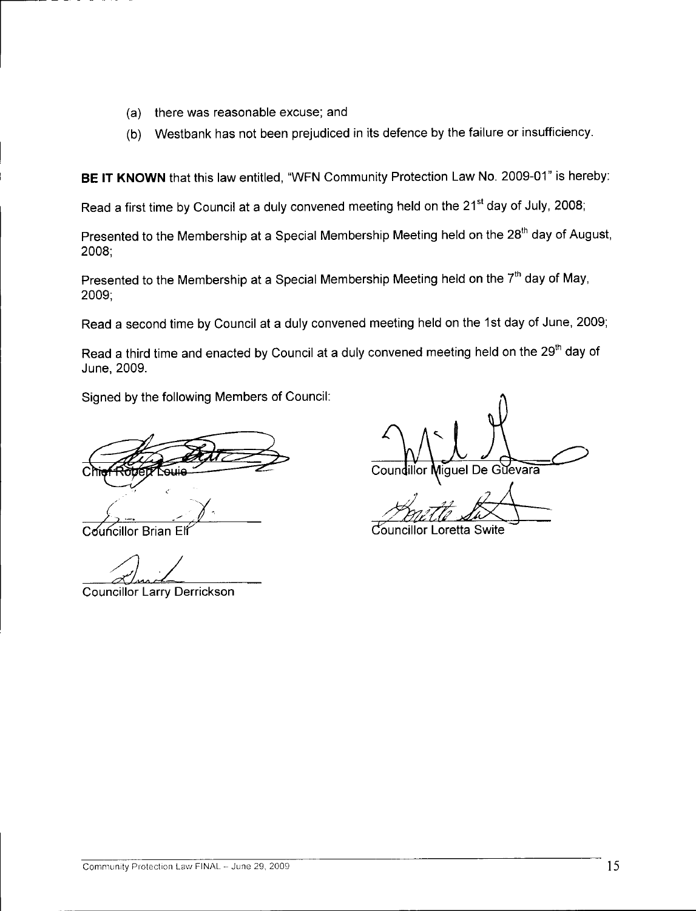(a) there was reasonable excuse; and

(b) Westbank has not been prejudiced in its defence by the failure or insufficiency.

**BE IT KNOWN** that this law entitled, "WFN Community Protection Law No. 2009-01" is hereby:

Read a first time by Council at a duly convened meeting held on the 21st day of July, 2008;

Presented to the Membership at a Special Membership Meeting held on the 28th day of August, 2008;

Presented to the Membership at a Special Membership Meeting held on the 7th day of May, 2009;

Read a second time by Council at a duly convened meeting held on the 1st day of June, 2009;

Read a third time and enacted by Council at a duly convened meeting held on the 29th day of June, 2009.

Signed by the following Members of Council:

Chief Robert Louie

Councillor Miguel De Guevara

Councillor Brian Eli

Councillor Loretta Swite

Councillor Larry Derrickson

Community Protection Law FINAL – June 29, 2009